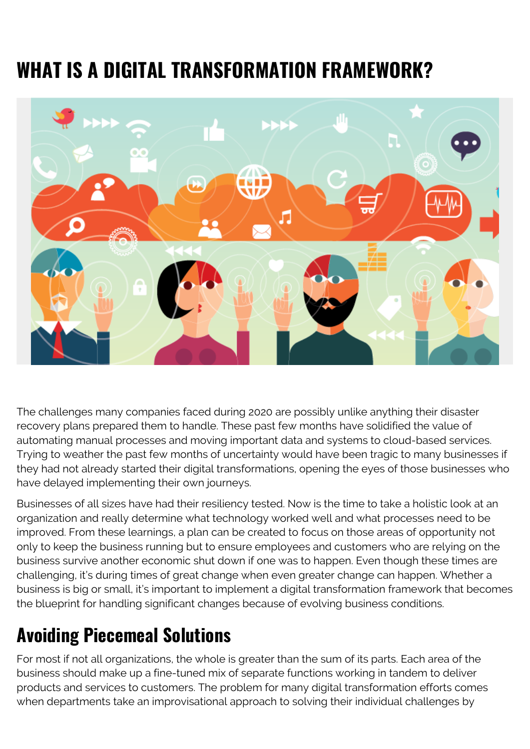# WHAT IS A DIGITAL TRANSFORMATION FRAMEWORK?

The challenges many companies faced during 2020 are possibly unlike anything their disaster recovery plans prepared them to handle. These past few months have solidified the value of automating manual processes and moving important data and systems to cloud-based services. Trying to weather the past few months of uncertainty would have been tragic to many businesses if they had not already started their digital transformations, opening the eyes of those businesses who have delayed implementing their own journeys.

Businesses of all sizes have had their resiliency tested. Now is the time to take a holistic look at an organization and really determine what technology worked well and what processes need to be improved. From these learnings, a plan can be created to focus on those areas of opportunity not only to keep the business running but to ensure employees and customers who are relying on the business survive another economic shut down if one was to happen. Even though these times are challenging, it's during times of great change when even greater change can happen. Whether a business is big or small, it's important to implement a digital transformation framework that becomes the blueprint for handling significant changes because of evolving business conditions.

## Avoiding Piecemeal Solutions

For most if not all organizations, the whole is greater than the sum of its parts. Each area of the business should make up a fine-tuned mix of separate functions working in tandem to deliver products and services to customers. The problem for many digital transformation efforts comes when departments take an improvisational approach to solving their individual challenges by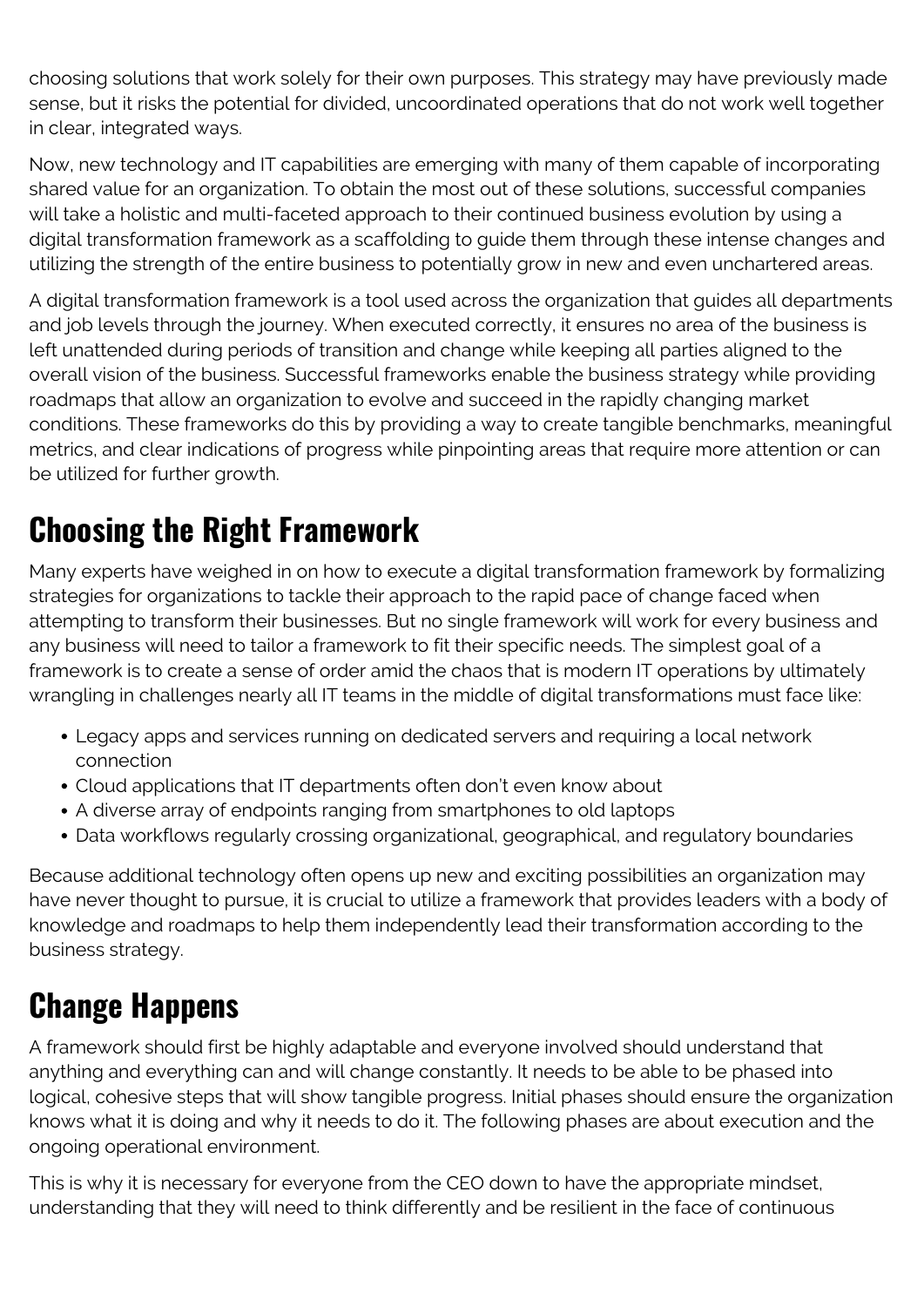choosing solutions that work solely for their own purposes. This strategy may have previously made sense, but it risks the potential for divided, uncoordinated operations that do not work well together in clear, integrated ways.

Now, new technology and IT capabilities are emerging with many of them capable of incorporating shared value for an organization. To obtain the most out of these solutions, successful companies will take a holistic and multi-faceted approach to their continued business evolution by using a digital transformation framework as a scaffolding to guide them through these intense changes and utilizing the strength of the entire business to potentially grow in new and even unchartered areas.

A digital transformation framework is a tool used across the organization that guides all departments and job levels through the journey. When executed correctly, it ensures no area of the business is left unattended during periods of transition and change while keeping all parties aligned to the overall vision of the business. Successful frameworks enable the business strategy while providing roadmaps that allow an organization to evolve and succeed in the rapidly changing market conditions. These frameworks do this by providing a way to create tangible benchmarks, meaningful metrics, and clear indications of progress while pinpointing areas that require more attention or can be utilized for further growth.

## Choosing the Right Framework

Many experts have weighed in on how to execute a digital transformation framework by formalizing strategies for organizations to tackle their approach to the rapid pace of change faced when attempting to transform their businesses. But no single framework will work for every business and any business will need to tailor a framework to fit their specific needs. The simplest goal of a framework is to create a sense of order amid the chaos that is modern IT operations by ultimately wrangling in challenges nearly all IT teams in the middle of digital transformations must face like:

- Legacy apps and services running on dedicated servers and requiring a local network connection
- Cloud applications that IT departments often don't even know about
- A diverse array of endpoints ranging from smartphones to old laptops
- Data workflows regularly crossing organizational, geographical, and regulatory boundaries

Because additional technology often opens up new and exciting possibilities an organization may have never thought to pursue, it is crucial to utilize a framework that provides leaders with a body of knowledge and roadmaps to help them independently lead their transformation according to the business strategy.

## Change Happens

A framework should first be highly adaptable and everyone involved should understand that anything and everything can and will change constantly. It needs to be able to be phased into logical, cohesive steps that will show tangible progress. Initial phases should ensure the organization knows what it is doing and why it needs to do it. The following phases are about execution and the ongoing operational environment.

This is why it is necessary for everyone from the CEO down to have the appropriate mindset, understanding that they will need to think differently and be resilient in the face of continuous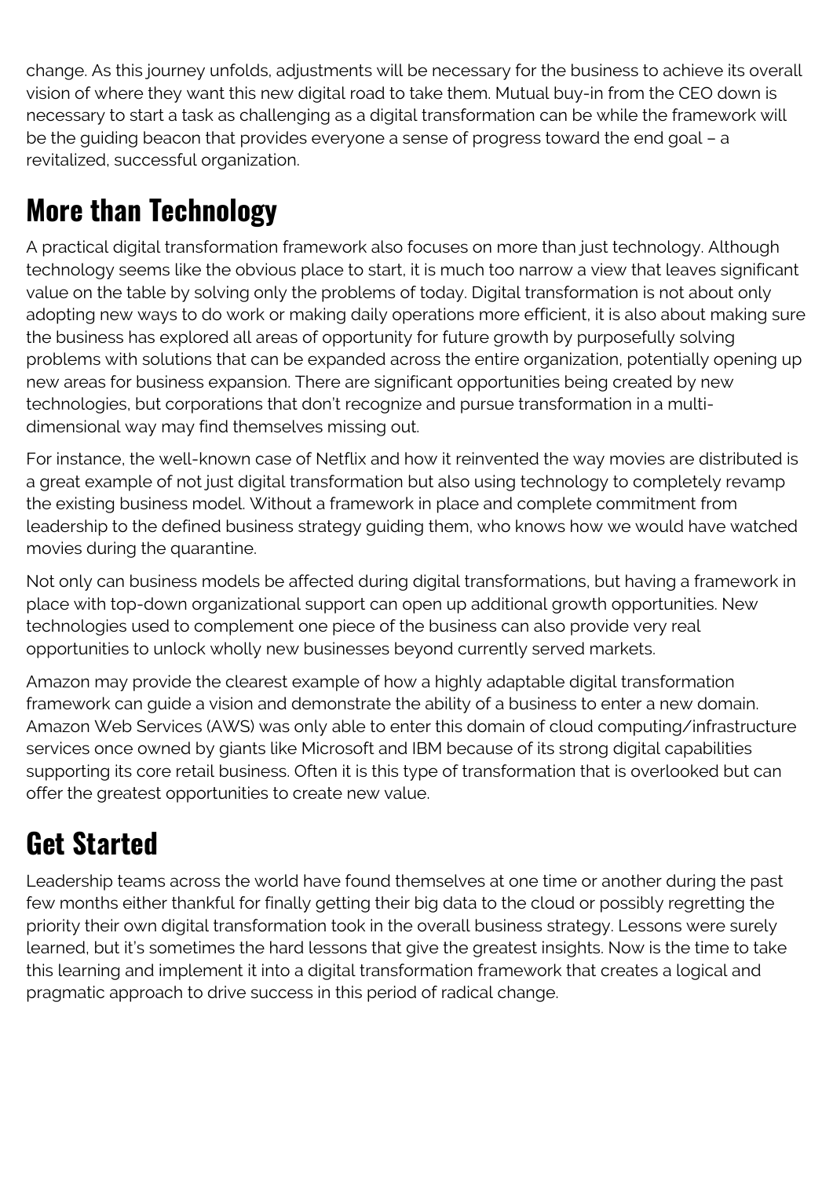change. As this journey unfolds, adjustments will be necessary for the business to achieve its overall vision of where they want this new digital road to take them. Mutual buy-in from the CEO down is necessary to start a task as challenging as a digital transformation can be while the framework will be the guiding beacon that provides everyone a sense of progress toward the end goal – a revitalized, successful organization.

## More than Technology

A practical digital transformation framework also focuses on more than just technology. Although technology seems like the obvious place to start, it is much too narrow a view that leaves significant value on the table by solving only the problems of today. Digital transformation is not about only adopting new ways to do work or making daily operations more efficient, it is also about making sure the business has explored all areas of opportunity for future growth by purposefully solving problems with solutions that can be expanded across the entire organization, potentially opening up new areas for business expansion. There are significant opportunities being created by new technologies, but corporations that don't recognize and pursue transformation in a multi-dimensional way may find themselves missing out.

For instance, the well-known case of Netflix and how it reinvented the way movies are distributed is a great example of not just digital transformation but also using technology to completely revamp the existing business model. Without a framework in place and complete commitment from leadership to the defined business strategy guiding them, who knows how we would have watched movies during the quarantine.

Not only can business models be affected during digital transformations, but having a framework in place with top-down organizational support can open up additional growth opportunities. New technologies used to complement one piece of the business can also provide very real opportunities to unlock wholly new businesses beyond currently served markets.

Amazon may provide the clearest example of how a highly adaptable digital transformation framework can guide a vision and demonstrate the ability of a business to enter a new domain. Amazon Web Services (AWS) was only able to enter this domain of cloud computing/infrastructure services once owned by giants like Microsoft and IBM because of its strong digital capabilities supporting its core retail business. Often it is this type of transformation that is overlooked but can offer the greatest opportunities to create new value.

## Get Started

Leadership teams across the world have found themselves at one time or another during the past few months either thankful for finally getting their big data to the cloud or possibly regretting the priority their own digital transformation took in the overall business strategy. Lessons were surely learned, but it's sometimes the hard lessons that give the greatest insights. Now is the time to take this learning and implement it into a digital transformation framework that creates a logical and pragmatic approach to drive success in this period of radical change.